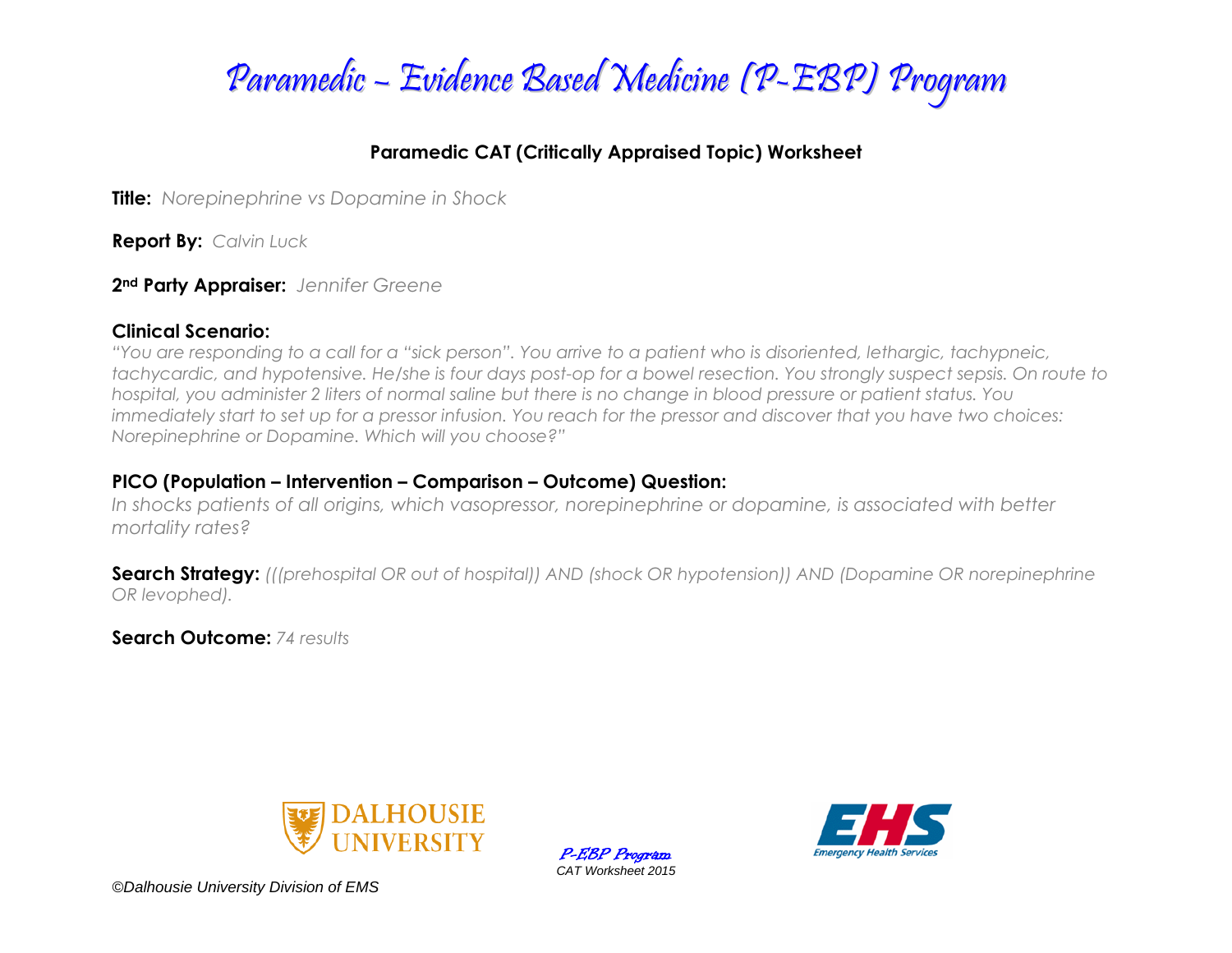# Paramedic – Evidence Based Medicine (P-EBP) Program

## Paramedic CAT (Critically Appraised Topic) Worksheet

**Title:** *Norepinephrine vs Dopamine in Shock*

**Report By:** *Calvin Luck*

**2nd Party Appraiser:** *Jennifer Greene*

**Clinical Scenario:**
*"You are responding to a call for a "sick person". You arrive to a patient who is disoriented, lethargic, tachypneic, tachycardic, and hypotensive. He/she is four days post-op for a bowel resection. You strongly suspect sepsis. On route to hospital, you administer 2 liters of normal saline but there is no change in blood pressure or patient status. You immediately start to set up for a pressor infusion. You reach for the pressor and discover that you have two choices: Norepinephrine or Dopamine. Which will you choose?"*

**PICO (Population – Intervention – Comparison – Outcome) Question:**
*In shocks patients of all origins, which vasopressor, norepinephrine or dopamine, is associated with better mortality rates?*

**Search Strategy:** *(((prehospital OR out of hospital)) AND (shock OR hypotension)) AND (Dopamine OR norepinephrine OR levophed).*

**Search Outcome:** *74 results*

©Dalhousie University Division of EMS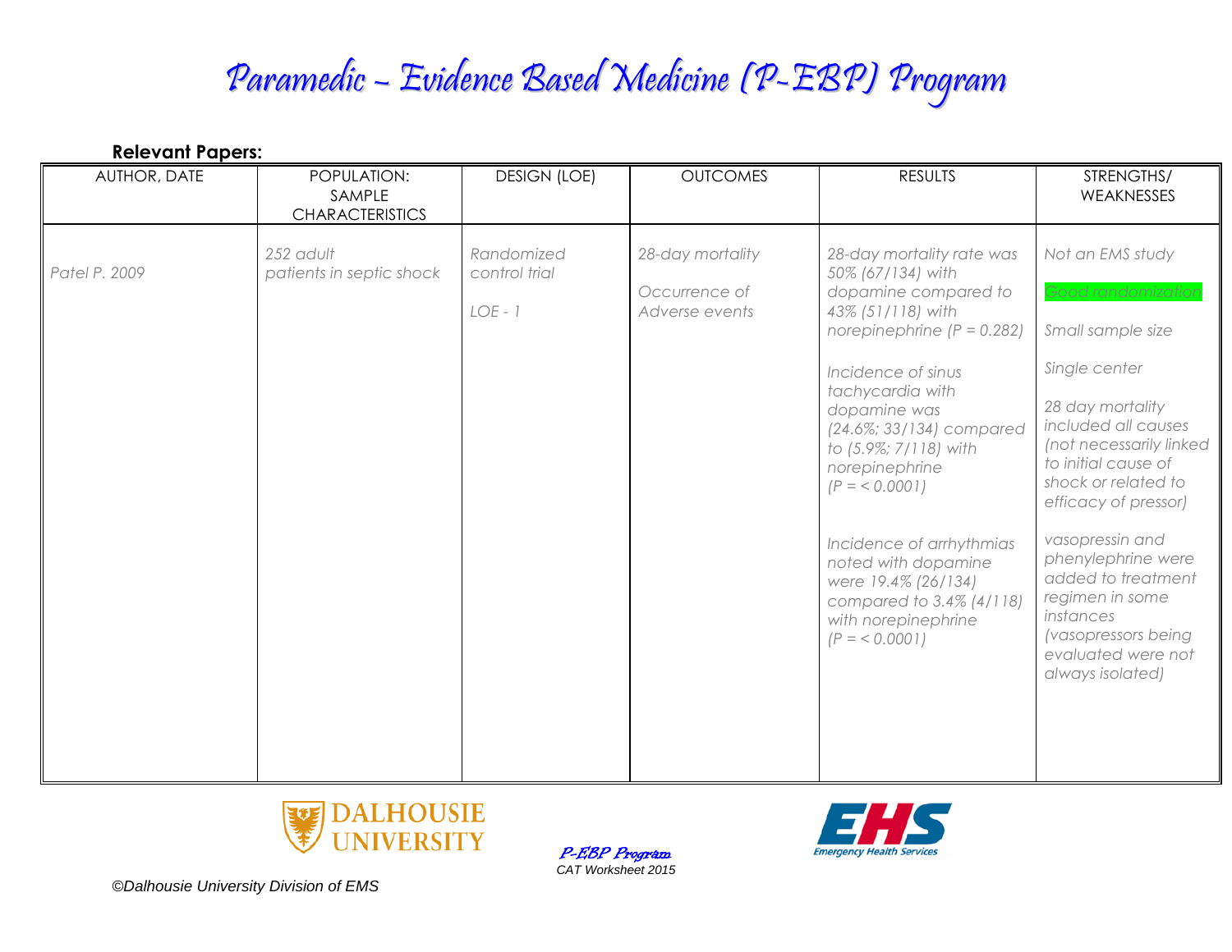# Paramedic – Evidence Based Medicine (P-EBP) Program

**Relevant Papers:**

| AUTHOR, DATE | POPULATION: SAMPLE CHARACTERISTICS | DESIGN (LOE) | OUTCOMES | RESULTS | STRENGTHS/ WEAKNESSES |
|---|---|---|---|---|---|
| *Patel P. 2009* | *252 adult patients in septic shock* | *Randomized control trial*<br><br>*LOE - 1* | *28-day mortality*<br><br>*Occurrence of Adverse events* | *28-day mortality rate was 50% (67/134) with dopamine compared to 43% (51/118) with norepinephrine (P = 0.282)*<br><br>*Incidence of sinus tachycardia with dopamine was (24.6%; 33/134) compared to (5.9%; 7/118) with norepinephrine (P = < 0.0001)*<br><br>*Incidence of arrhythmias noted with dopamine were 19.4% (26/134) compared to 3.4% (4/118) with norepinephrine (P = < 0.0001)* | *Not an EMS study*<br><br>*Good randomization*<br><br>*Small sample size*<br><br>*Single center*<br><br>*28 day mortality included all causes (not necessarily linked to initial cause of shock or related to efficacy of pressor)*<br><br>*vasopressin and phenylephrine were added to treatment regimen in some instances (vasopressors being evaluated were not always isolated)* |

©Dalhousie University Division of EMS

P-EBP Program
CAT Worksheet 2015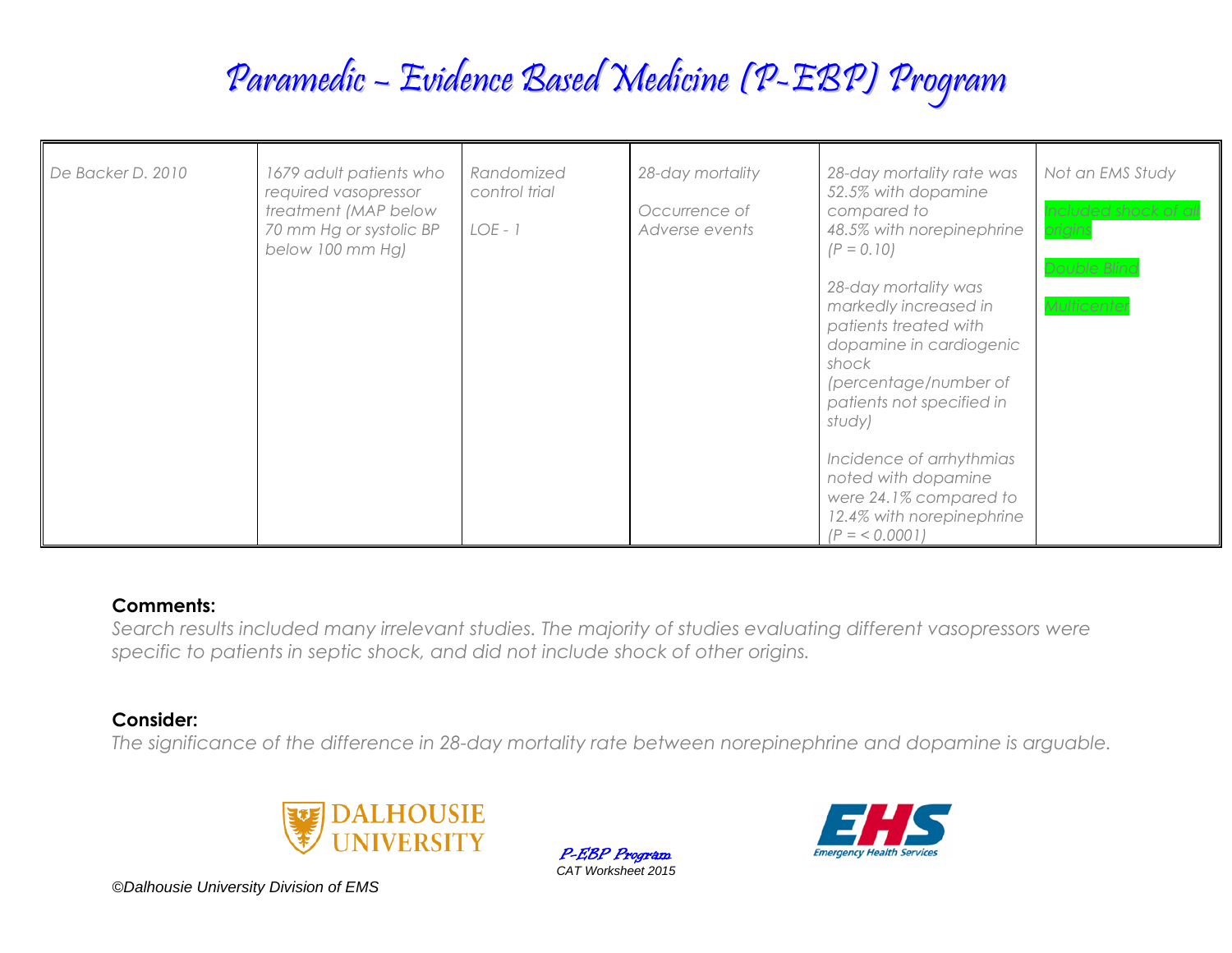# Paramedic – Evidence Based Medicine (P-EBP) Program

| | | | | | |
|---|---|---|---|---|---|
| *De Backer D. 2010* | *1679 adult patients who required vasopressor treatment (MAP below 70 mm Hg or systolic BP below 100 mm Hg)* | *Randomized control trial*<br><br>*LOE - 1* | *28-day mortality*<br><br>*Occurrence of Adverse events* | *28-day mortality rate was 52.5% with dopamine compared to 48.5% with norepinephrine (P = 0.10)*<br><br>*28-day mortality was markedly increased in patients treated with dopamine in cardiogenic shock (percentage/number of patients not specified in study)*<br><br>*Incidence of arrhythmias noted with dopamine were 24.1% compared to 12.4% with norepinephrine (P = < 0.0001)* | *Not an EMS Study*<br><br>*Included shock of all origins*<br><br>*Double Blind*<br><br>*Multicenter* |

**Comments:**

*Search results included many irrelevant studies. The majority of studies evaluating different vasopressors were specific to patients in septic shock, and did not include shock of other origins.*

**Consider:**

*The significance of the difference in 28-day mortality rate between norepinephrine and dopamine is arguable.*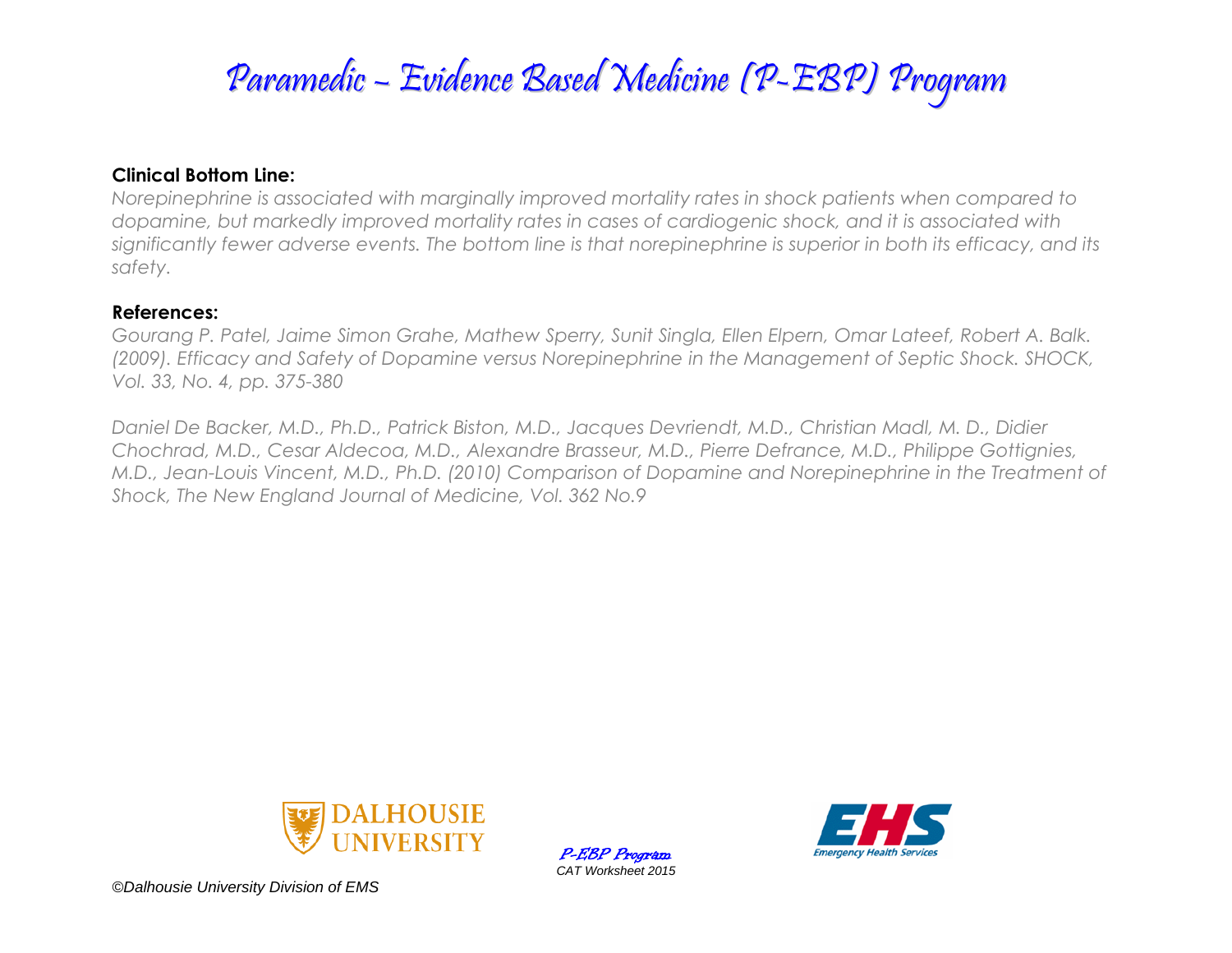**Clinical Bottom Line:**

*Norepinephrine is associated with marginally improved mortality rates in shock patients when compared to dopamine, but markedly improved mortality rates in cases of cardiogenic shock, and it is associated with significantly fewer adverse events. The bottom line is that norepinephrine is superior in both its efficacy, and its safety.*

**References:**

*Gourang P. Patel, Jaime Simon Grahe, Mathew Sperry, Sunit Singla, Ellen Elpern, Omar Lateef, Robert A. Balk. (2009). Efficacy and Safety of Dopamine versus Norepinephrine in the Management of Septic Shock. SHOCK, Vol. 33, No. 4, pp. 375-380*

*Daniel De Backer, M.D., Ph.D., Patrick Biston, M.D., Jacques Devriendt, M.D., Christian Madl, M. D., Didier Chochrad, M.D., Cesar Aldecoa, M.D., Alexandre Brasseur, M.D., Pierre Defrance, M.D., Philippe Gottignies, M.D., Jean-Louis Vincent, M.D., Ph.D. (2010) Comparison of Dopamine and Norepinephrine in the Treatment of Shock, The New England Journal of Medicine, Vol. 362 No.9*